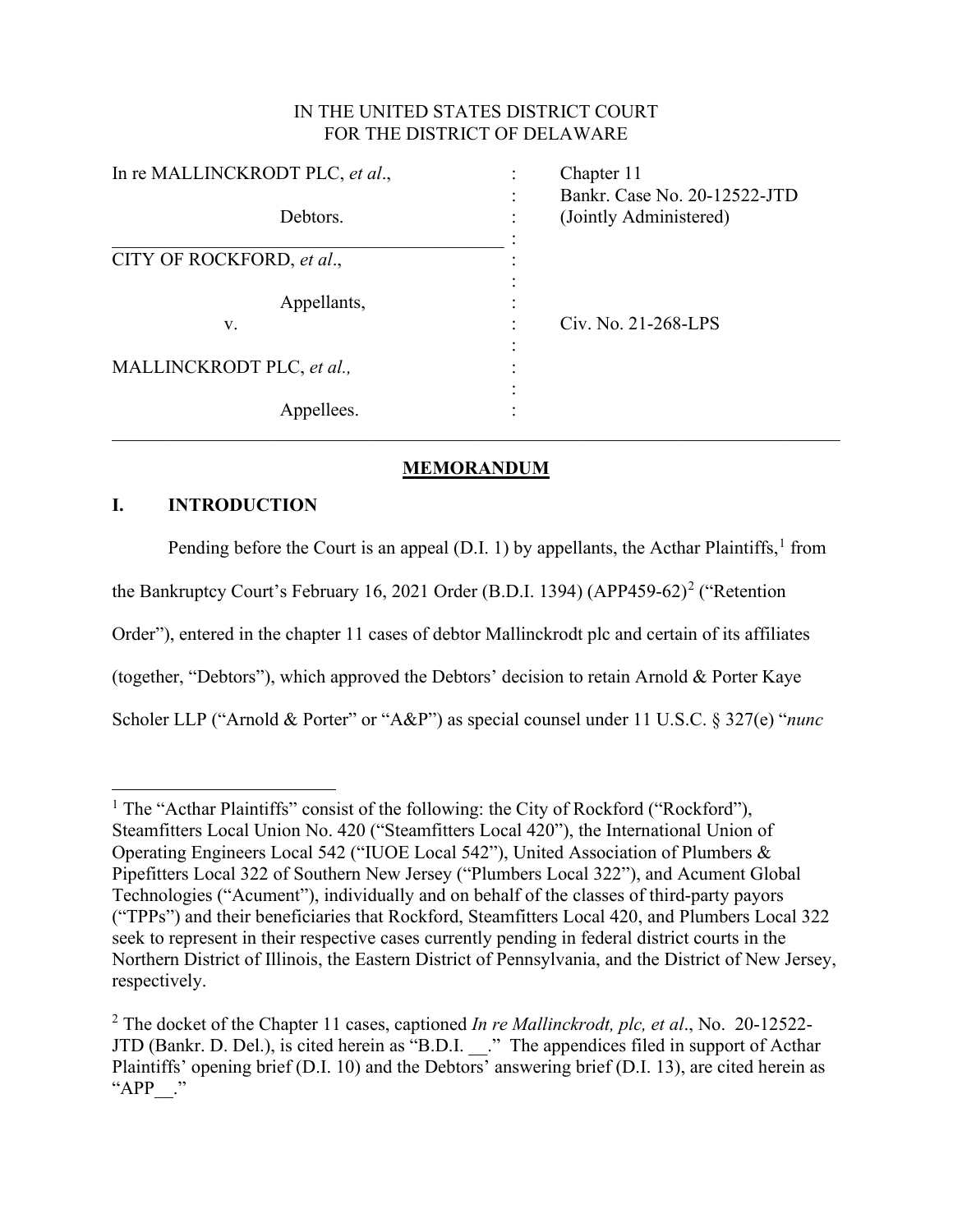IN THE UNITED STATES DISTRICT COURT
FOR THE DISTRICT OF DELAWARE

| | | |
|---|---|---|
| In re MALLINCKRODT PLC, *et al*., | : | Chapter 11 |
| | : | Bankr. Case No. 20-12522-JTD |
| Debtors. | : | (Jointly Administered) |
| | : | |
| CITY OF ROCKFORD, *et al*., | : | |
| | : | |
| Appellants, | : | |
| v. | : | Civ. No. 21-268-LPS |
| | : | |
| MALLINCKRODT PLC, *et al.,* | : | |
| | : | |
| Appellees. | : | |

## MEMORANDUM

### I. INTRODUCTION

Pending before the Court is an appeal (D.I. 1) by appellants, the Acthar Plaintiffs,[1] from the Bankruptcy Court's February 16, 2021 Order (B.D.I. 1394) (APP459-62)[2] ("Retention Order"), entered in the chapter 11 cases of debtor Mallinckrodt plc and certain of its affiliates (together, "Debtors"), which approved the Debtors' decision to retain Arnold & Porter Kaye Scholer LLP ("Arnold & Porter" or "A&P") as special counsel under 11 U.S.C. § 327(e) "*nunc*

[1] The "Acthar Plaintiffs" consist of the following: the City of Rockford ("Rockford"), Steamfitters Local Union No. 420 ("Steamfitters Local 420"), the International Union of Operating Engineers Local 542 ("IUOE Local 542"), United Association of Plumbers & Pipefitters Local 322 of Southern New Jersey ("Plumbers Local 322"), and Acument Global Technologies ("Acument"), individually and on behalf of the classes of third-party payors ("TPPs") and their beneficiaries that Rockford, Steamfitters Local 420, and Plumbers Local 322 seek to represent in their respective cases currently pending in federal district courts in the Northern District of Illinois, the Eastern District of Pennsylvania, and the District of New Jersey, respectively.

[2] The docket of the Chapter 11 cases, captioned *In re Mallinckrodt, plc, et al*., No. 20-12522-JTD (Bankr. D. Del.), is cited herein as "B.D.I. __." The appendices filed in support of Acthar Plaintiffs' opening brief (D.I. 10) and the Debtors' answering brief (D.I. 13), are cited herein as "APP__."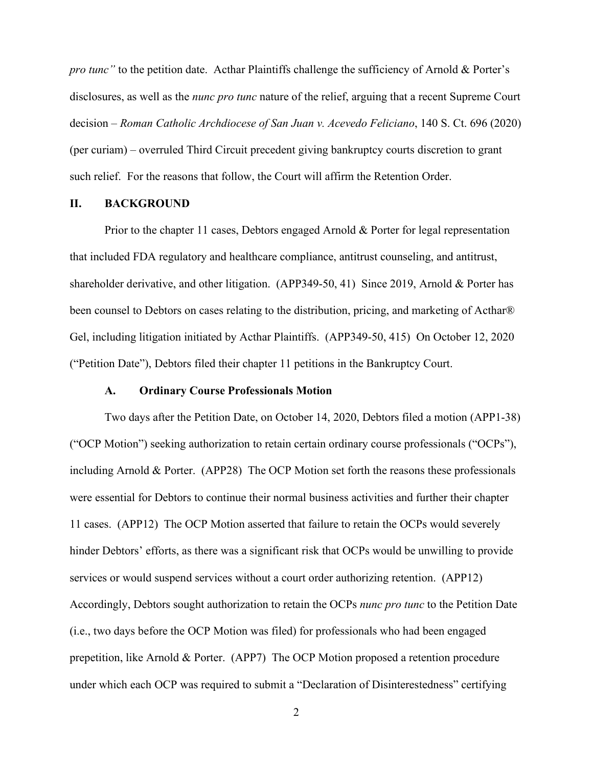*pro tunc"* to the petition date. Acthar Plaintiffs challenge the sufficiency of Arnold & Porter's disclosures, as well as the *nunc pro tunc* nature of the relief, arguing that a recent Supreme Court decision – *Roman Catholic Archdiocese of San Juan v. Acevedo Feliciano*, 140 S. Ct. 696 (2020) (per curiam) – overruled Third Circuit precedent giving bankruptcy courts discretion to grant such relief. For the reasons that follow, the Court will affirm the Retention Order.

## II. BACKGROUND

Prior to the chapter 11 cases, Debtors engaged Arnold & Porter for legal representation that included FDA regulatory and healthcare compliance, antitrust counseling, and antitrust, shareholder derivative, and other litigation. (APP349-50, 41) Since 2019, Arnold & Porter has been counsel to Debtors on cases relating to the distribution, pricing, and marketing of Acthar® Gel, including litigation initiated by Acthar Plaintiffs. (APP349-50, 415) On October 12, 2020 ("Petition Date"), Debtors filed their chapter 11 petitions in the Bankruptcy Court.

### A. Ordinary Course Professionals Motion

Two days after the Petition Date, on October 14, 2020, Debtors filed a motion (APP1-38) ("OCP Motion") seeking authorization to retain certain ordinary course professionals ("OCPs"), including Arnold & Porter. (APP28) The OCP Motion set forth the reasons these professionals were essential for Debtors to continue their normal business activities and further their chapter 11 cases. (APP12) The OCP Motion asserted that failure to retain the OCPs would severely hinder Debtors' efforts, as there was a significant risk that OCPs would be unwilling to provide services or would suspend services without a court order authorizing retention. (APP12) Accordingly, Debtors sought authorization to retain the OCPs *nunc pro tunc* to the Petition Date (i.e., two days before the OCP Motion was filed) for professionals who had been engaged prepetition, like Arnold & Porter. (APP7) The OCP Motion proposed a retention procedure under which each OCP was required to submit a "Declaration of Disinterestedness" certifying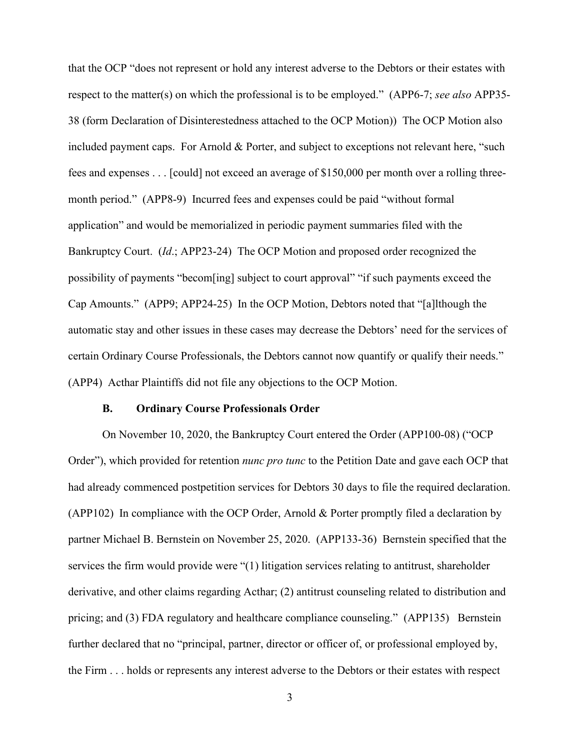that the OCP "does not represent or hold any interest adverse to the Debtors or their estates with respect to the matter(s) on which the professional is to be employed." (APP6-7; *see also* APP35-38 (form Declaration of Disinterestedness attached to the OCP Motion)) The OCP Motion also included payment caps. For Arnold & Porter, and subject to exceptions not relevant here, "such fees and expenses . . . [could] not exceed an average of $150,000 per month over a rolling three-month period." (APP8-9) Incurred fees and expenses could be paid "without formal application" and would be memorialized in periodic payment summaries filed with the Bankruptcy Court. (*Id*.; APP23-24) The OCP Motion and proposed order recognized the possibility of payments "becom[ing] subject to court approval" "if such payments exceed the Cap Amounts." (APP9; APP24-25) In the OCP Motion, Debtors noted that "[a]lthough the automatic stay and other issues in these cases may decrease the Debtors' need for the services of certain Ordinary Course Professionals, the Debtors cannot now quantify or qualify their needs." (APP4) Acthar Plaintiffs did not file any objections to the OCP Motion.

### B. Ordinary Course Professionals Order

On November 10, 2020, the Bankruptcy Court entered the Order (APP100-08) ("OCP Order"), which provided for retention *nunc pro tunc* to the Petition Date and gave each OCP that had already commenced postpetition services for Debtors 30 days to file the required declaration. (APP102) In compliance with the OCP Order, Arnold & Porter promptly filed a declaration by partner Michael B. Bernstein on November 25, 2020. (APP133-36) Bernstein specified that the services the firm would provide were "(1) litigation services relating to antitrust, shareholder derivative, and other claims regarding Acthar; (2) antitrust counseling related to distribution and pricing; and (3) FDA regulatory and healthcare compliance counseling." (APP135) Bernstein further declared that no "principal, partner, director or officer of, or professional employed by, the Firm . . . holds or represents any interest adverse to the Debtors or their estates with respect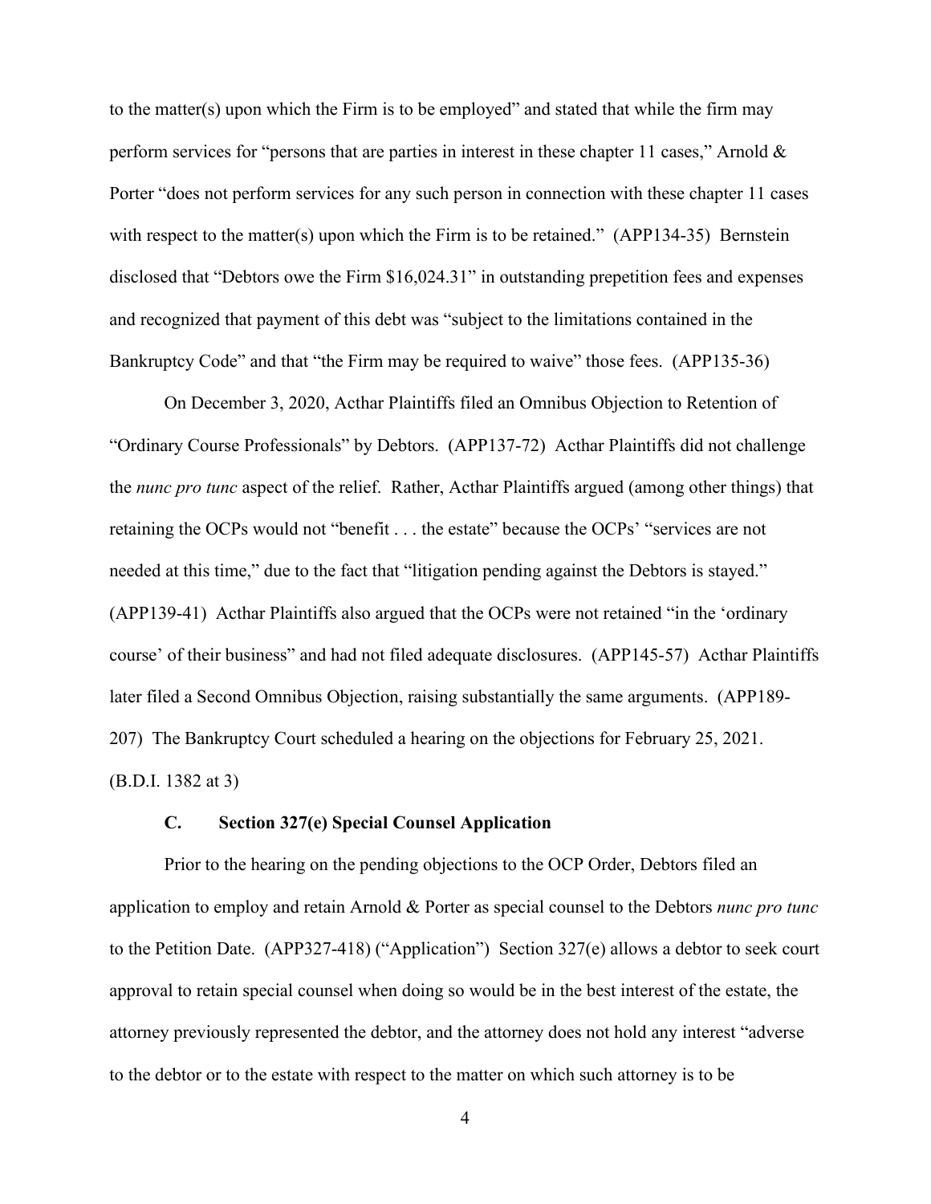to the matter(s) upon which the Firm is to be employed" and stated that while the firm may perform services for "persons that are parties in interest in these chapter 11 cases," Arnold & Porter "does not perform services for any such person in connection with these chapter 11 cases with respect to the matter(s) upon which the Firm is to be retained." (APP134-35) Bernstein disclosed that "Debtors owe the Firm $16,024.31" in outstanding prepetition fees and expenses and recognized that payment of this debt was "subject to the limitations contained in the Bankruptcy Code" and that "the Firm may be required to waive" those fees. (APP135-36)

On December 3, 2020, Acthar Plaintiffs filed an Omnibus Objection to Retention of "Ordinary Course Professionals" by Debtors. (APP137-72) Acthar Plaintiffs did not challenge the *nunc pro tunc* aspect of the relief. Rather, Acthar Plaintiffs argued (among other things) that retaining the OCPs would not "benefit . . . the estate" because the OCPs' "services are not needed at this time," due to the fact that "litigation pending against the Debtors is stayed." (APP139-41) Acthar Plaintiffs also argued that the OCPs were not retained "in the 'ordinary course' of their business" and had not filed adequate disclosures. (APP145-57) Acthar Plaintiffs later filed a Second Omnibus Objection, raising substantially the same arguments. (APP189-207) The Bankruptcy Court scheduled a hearing on the objections for February 25, 2021. (B.D.I. 1382 at 3)

### C. Section 327(e) Special Counsel Application

Prior to the hearing on the pending objections to the OCP Order, Debtors filed an application to employ and retain Arnold & Porter as special counsel to the Debtors *nunc pro tunc* to the Petition Date. (APP327-418) ("Application") Section 327(e) allows a debtor to seek court approval to retain special counsel when doing so would be in the best interest of the estate, the attorney previously represented the debtor, and the attorney does not hold any interest "adverse to the debtor or to the estate with respect to the matter on which such attorney is to be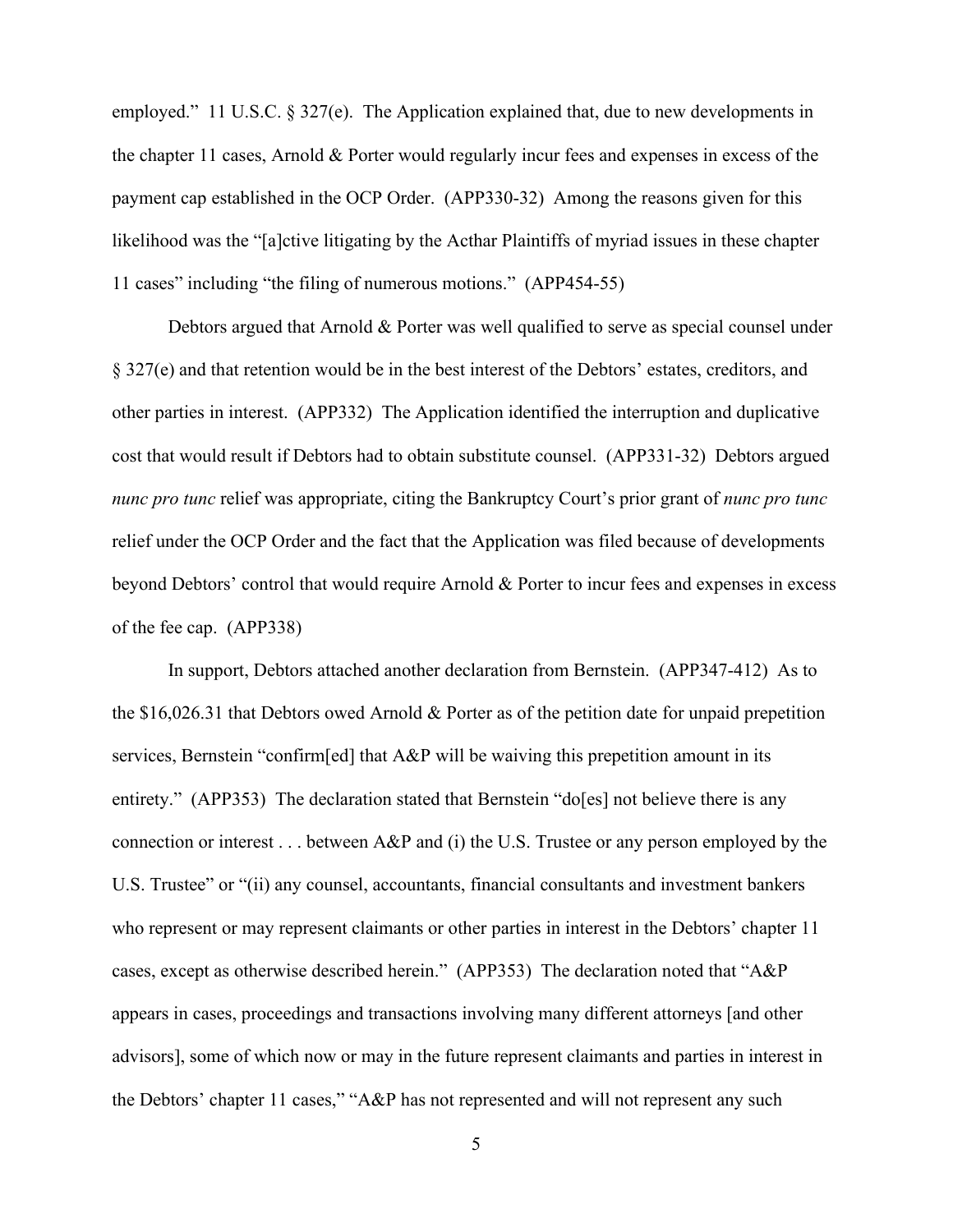employed." 11 U.S.C. § 327(e). The Application explained that, due to new developments in the chapter 11 cases, Arnold & Porter would regularly incur fees and expenses in excess of the payment cap established in the OCP Order. (APP330-32) Among the reasons given for this likelihood was the "[a]ctive litigating by the Acthar Plaintiffs of myriad issues in these chapter 11 cases" including "the filing of numerous motions." (APP454-55)

Debtors argued that Arnold & Porter was well qualified to serve as special counsel under § 327(e) and that retention would be in the best interest of the Debtors' estates, creditors, and other parties in interest. (APP332) The Application identified the interruption and duplicative cost that would result if Debtors had to obtain substitute counsel. (APP331-32) Debtors argued *nunc pro tunc* relief was appropriate, citing the Bankruptcy Court's prior grant of *nunc pro tunc* relief under the OCP Order and the fact that the Application was filed because of developments beyond Debtors' control that would require Arnold & Porter to incur fees and expenses in excess of the fee cap. (APP338)

In support, Debtors attached another declaration from Bernstein. (APP347-412) As to the $16,026.31 that Debtors owed Arnold & Porter as of the petition date for unpaid prepetition services, Bernstein "confirm[ed] that A&P will be waiving this prepetition amount in its entirety." (APP353) The declaration stated that Bernstein "do[es] not believe there is any connection or interest . . . between A&P and (i) the U.S. Trustee or any person employed by the U.S. Trustee" or "(ii) any counsel, accountants, financial consultants and investment bankers who represent or may represent claimants or other parties in interest in the Debtors' chapter 11 cases, except as otherwise described herein." (APP353) The declaration noted that "A&P appears in cases, proceedings and transactions involving many different attorneys [and other advisors], some of which now or may in the future represent claimants and parties in interest in the Debtors' chapter 11 cases," "A&P has not represented and will not represent any such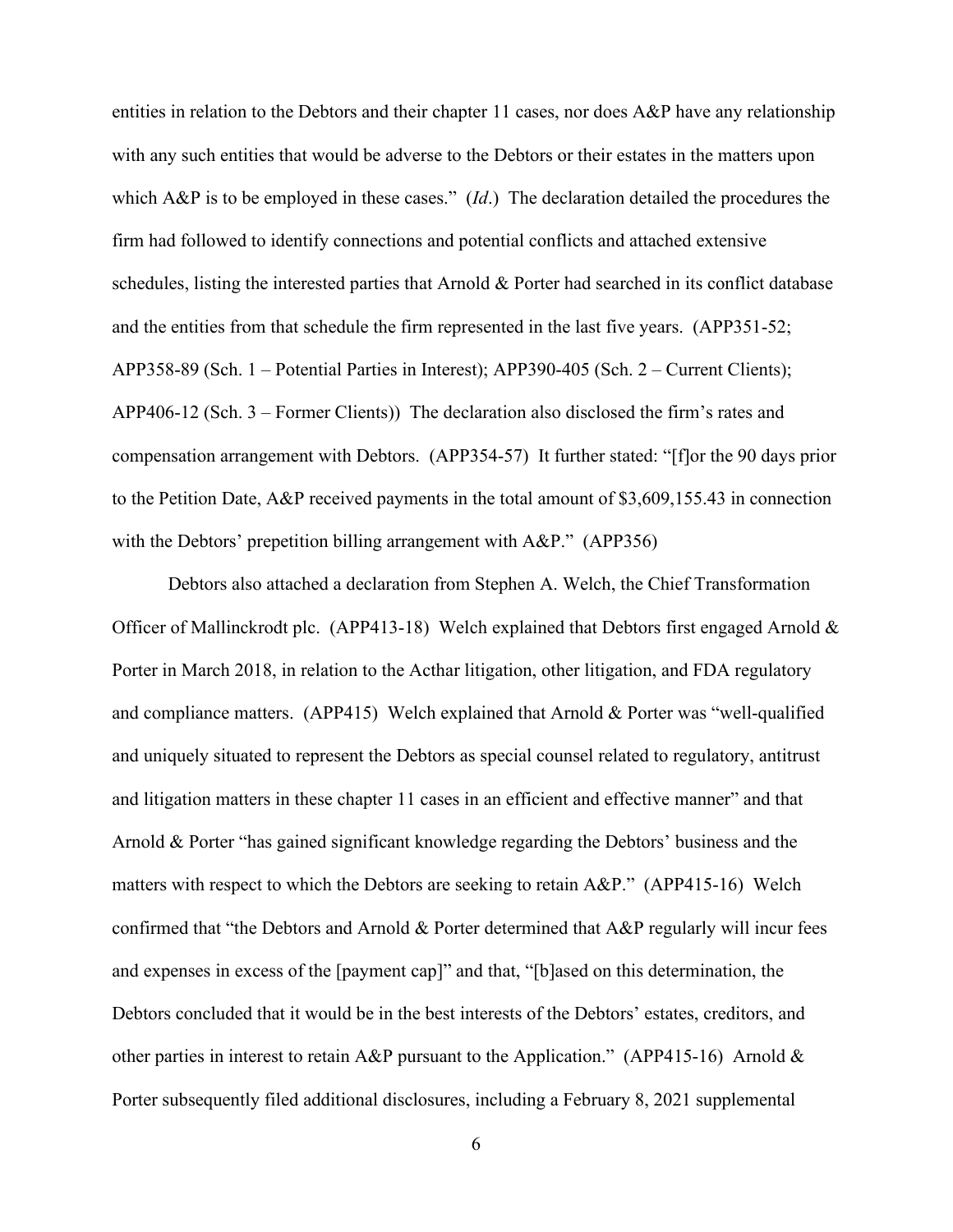entities in relation to the Debtors and their chapter 11 cases, nor does A&P have any relationship with any such entities that would be adverse to the Debtors or their estates in the matters upon which A&P is to be employed in these cases." (*Id*.) The declaration detailed the procedures the firm had followed to identify connections and potential conflicts and attached extensive schedules, listing the interested parties that Arnold & Porter had searched in its conflict database and the entities from that schedule the firm represented in the last five years. (APP351-52; APP358-89 (Sch. 1 – Potential Parties in Interest); APP390-405 (Sch. 2 – Current Clients); APP406-12 (Sch. 3 – Former Clients)) The declaration also disclosed the firm's rates and compensation arrangement with Debtors. (APP354-57) It further stated: "[f]or the 90 days prior to the Petition Date, A&P received payments in the total amount of $3,609,155.43 in connection with the Debtors' prepetition billing arrangement with A&P." (APP356)

Debtors also attached a declaration from Stephen A. Welch, the Chief Transformation Officer of Mallinckrodt plc. (APP413-18) Welch explained that Debtors first engaged Arnold & Porter in March 2018, in relation to the Acthar litigation, other litigation, and FDA regulatory and compliance matters. (APP415) Welch explained that Arnold & Porter was "well-qualified and uniquely situated to represent the Debtors as special counsel related to regulatory, antitrust and litigation matters in these chapter 11 cases in an efficient and effective manner" and that Arnold & Porter "has gained significant knowledge regarding the Debtors' business and the matters with respect to which the Debtors are seeking to retain A&P." (APP415-16) Welch confirmed that "the Debtors and Arnold & Porter determined that A&P regularly will incur fees and expenses in excess of the [payment cap]" and that, "[b]ased on this determination, the Debtors concluded that it would be in the best interests of the Debtors' estates, creditors, and other parties in interest to retain A&P pursuant to the Application." (APP415-16) Arnold & Porter subsequently filed additional disclosures, including a February 8, 2021 supplemental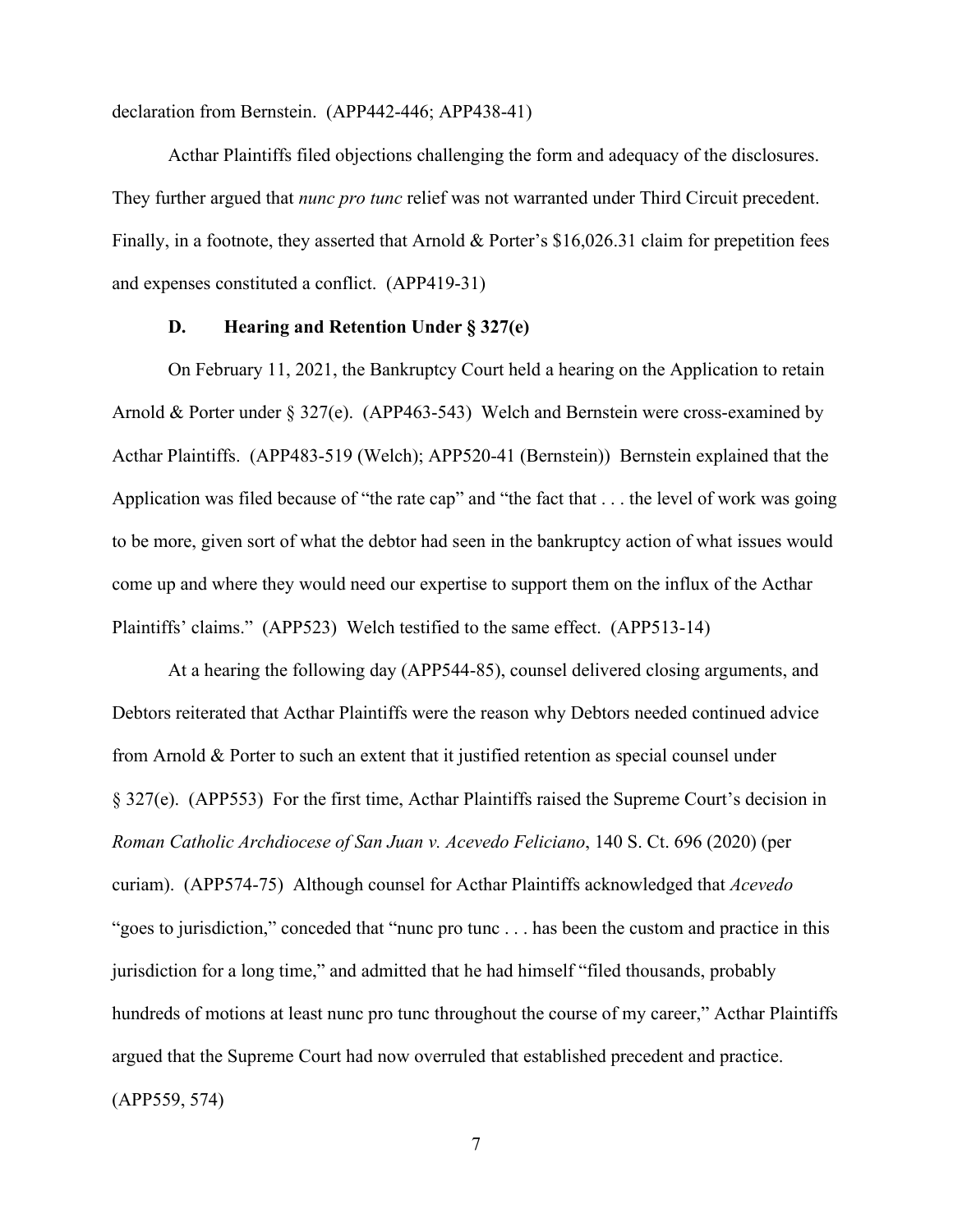declaration from Bernstein. (APP442-446; APP438-41)

Acthar Plaintiffs filed objections challenging the form and adequacy of the disclosures. They further argued that *nunc pro tunc* relief was not warranted under Third Circuit precedent. Finally, in a footnote, they asserted that Arnold & Porter's $16,026.31 claim for prepetition fees and expenses constituted a conflict. (APP419-31)

### D. Hearing and Retention Under § 327(e)

On February 11, 2021, the Bankruptcy Court held a hearing on the Application to retain Arnold & Porter under § 327(e). (APP463-543) Welch and Bernstein were cross-examined by Acthar Plaintiffs. (APP483-519 (Welch); APP520-41 (Bernstein)) Bernstein explained that the Application was filed because of "the rate cap" and "the fact that . . . the level of work was going to be more, given sort of what the debtor had seen in the bankruptcy action of what issues would come up and where they would need our expertise to support them on the influx of the Acthar Plaintiffs' claims." (APP523) Welch testified to the same effect. (APP513-14)

At a hearing the following day (APP544-85), counsel delivered closing arguments, and Debtors reiterated that Acthar Plaintiffs were the reason why Debtors needed continued advice from Arnold & Porter to such an extent that it justified retention as special counsel under § 327(e). (APP553) For the first time, Acthar Plaintiffs raised the Supreme Court's decision in *Roman Catholic Archdiocese of San Juan v. Acevedo Feliciano*, 140 S. Ct. 696 (2020) (per curiam). (APP574-75) Although counsel for Acthar Plaintiffs acknowledged that *Acevedo* "goes to jurisdiction," conceded that "nunc pro tunc . . . has been the custom and practice in this jurisdiction for a long time," and admitted that he had himself "filed thousands, probably hundreds of motions at least nunc pro tunc throughout the course of my career," Acthar Plaintiffs argued that the Supreme Court had now overruled that established precedent and practice. (APP559, 574)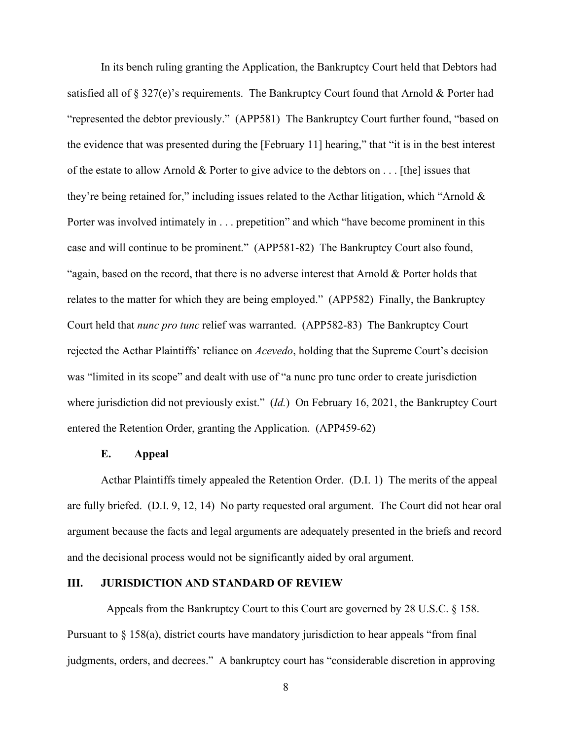In its bench ruling granting the Application, the Bankruptcy Court held that Debtors had satisfied all of § 327(e)'s requirements. The Bankruptcy Court found that Arnold & Porter had "represented the debtor previously." (APP581) The Bankruptcy Court further found, "based on the evidence that was presented during the [February 11] hearing," that "it is in the best interest of the estate to allow Arnold & Porter to give advice to the debtors on . . . [the] issues that they're being retained for," including issues related to the Acthar litigation, which "Arnold & Porter was involved intimately in . . . prepetition" and which "have become prominent in this case and will continue to be prominent." (APP581-82) The Bankruptcy Court also found, "again, based on the record, that there is no adverse interest that Arnold & Porter holds that relates to the matter for which they are being employed." (APP582) Finally, the Bankruptcy Court held that *nunc pro tunc* relief was warranted. (APP582-83) The Bankruptcy Court rejected the Acthar Plaintiffs' reliance on *Acevedo*, holding that the Supreme Court's decision was "limited in its scope" and dealt with use of "a nunc pro tunc order to create jurisdiction where jurisdiction did not previously exist." (*Id.*) On February 16, 2021, the Bankruptcy Court entered the Retention Order, granting the Application. (APP459-62)

### E. Appeal

Acthar Plaintiffs timely appealed the Retention Order. (D.I. 1) The merits of the appeal are fully briefed. (D.I. 9, 12, 14) No party requested oral argument. The Court did not hear oral argument because the facts and legal arguments are adequately presented in the briefs and record and the decisional process would not be significantly aided by oral argument.

## III. JURISDICTION AND STANDARD OF REVIEW

Appeals from the Bankruptcy Court to this Court are governed by 28 U.S.C. § 158. Pursuant to § 158(a), district courts have mandatory jurisdiction to hear appeals "from final judgments, orders, and decrees." A bankruptcy court has "considerable discretion in approving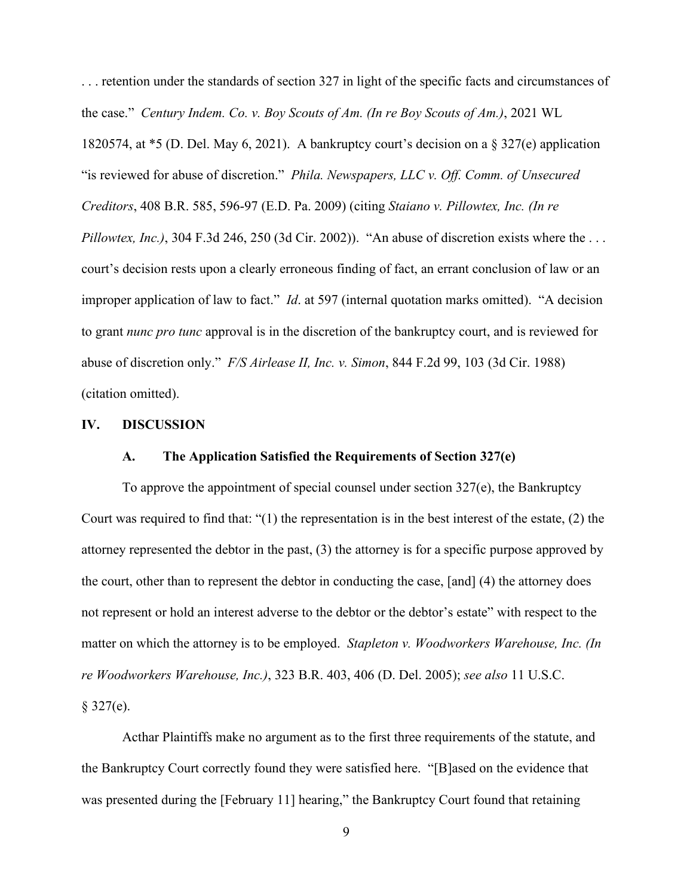. . . retention under the standards of section 327 in light of the specific facts and circumstances of the case." *Century Indem. Co. v. Boy Scouts of Am. (In re Boy Scouts of Am.)*, 2021 WL 1820574, at *5 (D. Del. May 6, 2021). A bankruptcy court's decision on a § 327(e) application "is reviewed for abuse of discretion." *Phila. Newspapers, LLC v. Off. Comm. of Unsecured Creditors*, 408 B.R. 585, 596-97 (E.D. Pa. 2009) (citing *Staiano v. Pillowtex, Inc. (In re Pillowtex, Inc.)*, 304 F.3d 246, 250 (3d Cir. 2002)). "An abuse of discretion exists where the . . . court's decision rests upon a clearly erroneous finding of fact, an errant conclusion of law or an improper application of law to fact." *Id*. at 597 (internal quotation marks omitted). "A decision to grant *nunc pro tunc* approval is in the discretion of the bankruptcy court, and is reviewed for abuse of discretion only." *F/S Airlease II, Inc. v. Simon*, 844 F.2d 99, 103 (3d Cir. 1988) (citation omitted).

## IV. DISCUSSION

### A. The Application Satisfied the Requirements of Section 327(e)

To approve the appointment of special counsel under section 327(e), the Bankruptcy Court was required to find that: "(1) the representation is in the best interest of the estate, (2) the attorney represented the debtor in the past, (3) the attorney is for a specific purpose approved by the court, other than to represent the debtor in conducting the case, [and] (4) the attorney does not represent or hold an interest adverse to the debtor or the debtor's estate" with respect to the matter on which the attorney is to be employed. *Stapleton v. Woodworkers Warehouse, Inc. (In re Woodworkers Warehouse, Inc.)*, 323 B.R. 403, 406 (D. Del. 2005); *see also* 11 U.S.C. § 327(e).

Acthar Plaintiffs make no argument as to the first three requirements of the statute, and the Bankruptcy Court correctly found they were satisfied here. "[B]ased on the evidence that was presented during the [February 11] hearing," the Bankruptcy Court found that retaining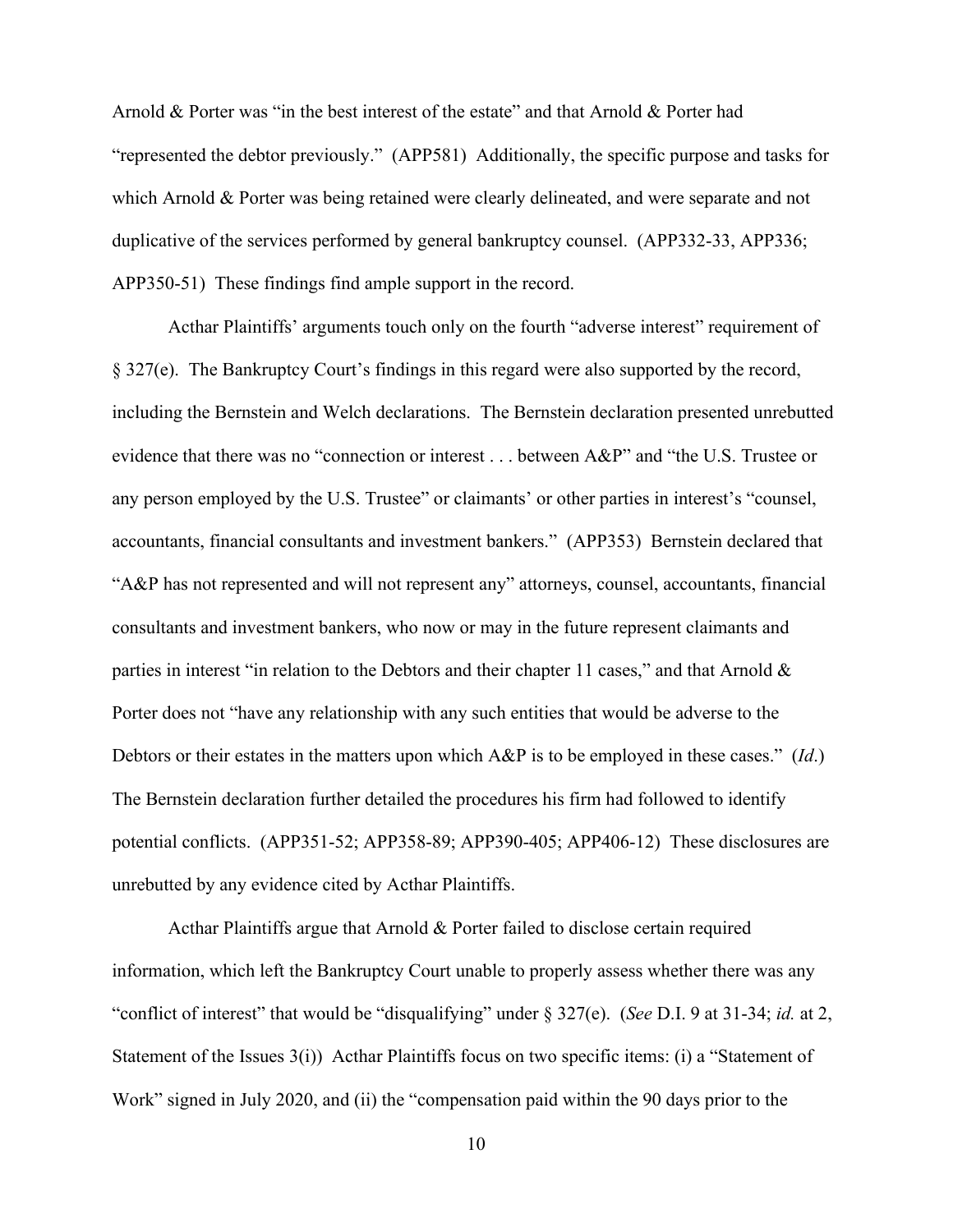Arnold & Porter was "in the best interest of the estate" and that Arnold & Porter had "represented the debtor previously." (APP581) Additionally, the specific purpose and tasks for which Arnold & Porter was being retained were clearly delineated, and were separate and not duplicative of the services performed by general bankruptcy counsel. (APP332-33, APP336; APP350-51) These findings find ample support in the record.

Acthar Plaintiffs' arguments touch only on the fourth "adverse interest" requirement of § 327(e). The Bankruptcy Court's findings in this regard were also supported by the record, including the Bernstein and Welch declarations. The Bernstein declaration presented unrebutted evidence that there was no "connection or interest . . . between A&P" and "the U.S. Trustee or any person employed by the U.S. Trustee" or claimants' or other parties in interest's "counsel, accountants, financial consultants and investment bankers." (APP353) Bernstein declared that "A&P has not represented and will not represent any" attorneys, counsel, accountants, financial consultants and investment bankers, who now or may in the future represent claimants and parties in interest "in relation to the Debtors and their chapter 11 cases," and that Arnold & Porter does not "have any relationship with any such entities that would be adverse to the Debtors or their estates in the matters upon which A&P is to be employed in these cases." (*Id*.) The Bernstein declaration further detailed the procedures his firm had followed to identify potential conflicts. (APP351-52; APP358-89; APP390-405; APP406-12) These disclosures are unrebutted by any evidence cited by Acthar Plaintiffs.

Acthar Plaintiffs argue that Arnold & Porter failed to disclose certain required information, which left the Bankruptcy Court unable to properly assess whether there was any "conflict of interest" that would be "disqualifying" under § 327(e). (*See* D.I. 9 at 31-34; *id.* at 2, Statement of the Issues 3(i)) Acthar Plaintiffs focus on two specific items: (i) a "Statement of Work" signed in July 2020, and (ii) the "compensation paid within the 90 days prior to the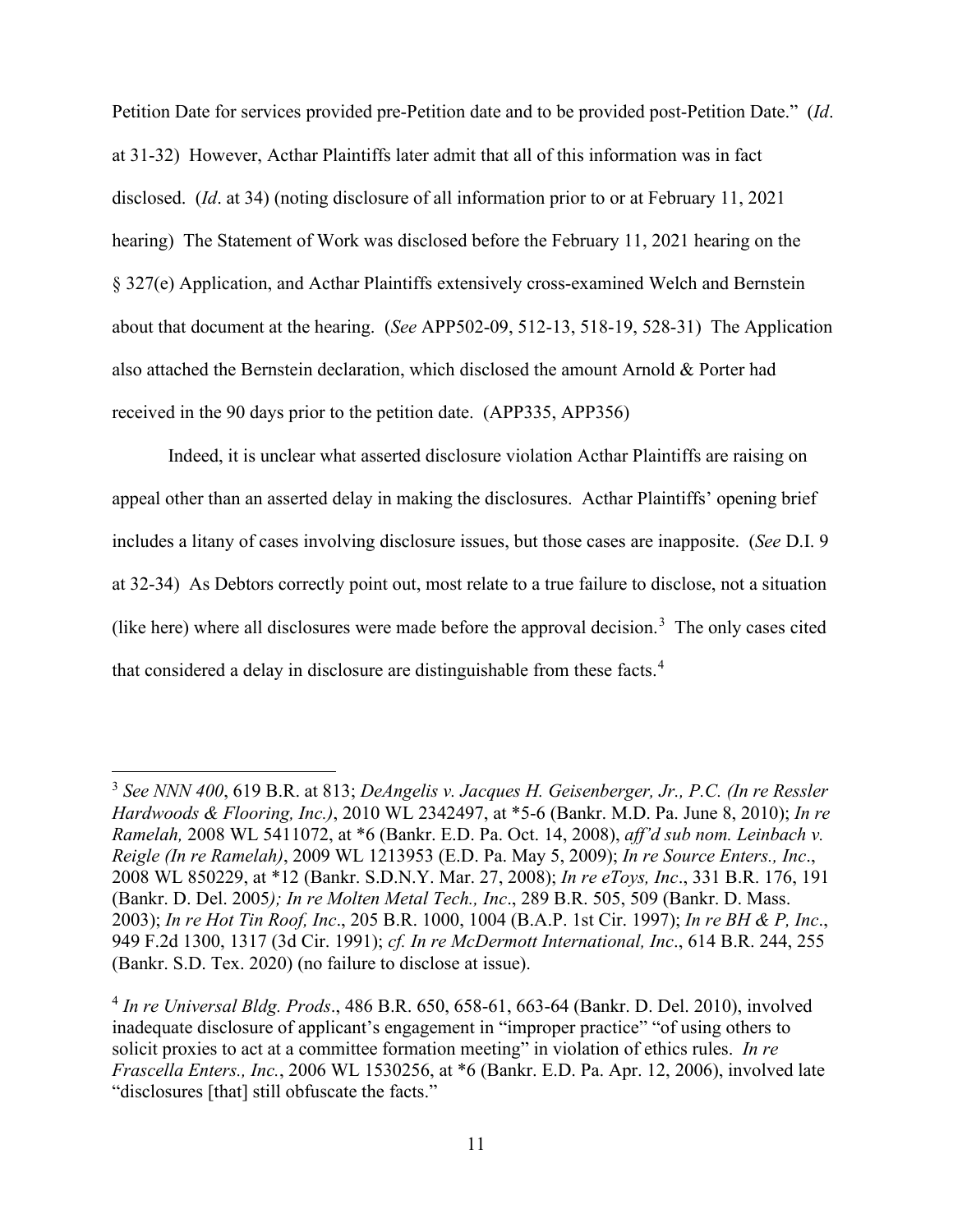Petition Date for services provided pre-Petition date and to be provided post-Petition Date." (*Id*. at 31-32) However, Acthar Plaintiffs later admit that all of this information was in fact disclosed. (*Id*. at 34) (noting disclosure of all information prior to or at February 11, 2021 hearing) The Statement of Work was disclosed before the February 11, 2021 hearing on the § 327(e) Application, and Acthar Plaintiffs extensively cross-examined Welch and Bernstein about that document at the hearing. (*See* APP502-09, 512-13, 518-19, 528-31) The Application also attached the Bernstein declaration, which disclosed the amount Arnold & Porter had received in the 90 days prior to the petition date. (APP335, APP356)

Indeed, it is unclear what asserted disclosure violation Acthar Plaintiffs are raising on appeal other than an asserted delay in making the disclosures. Acthar Plaintiffs' opening brief includes a litany of cases involving disclosure issues, but those cases are inapposite. (*See* D.I. 9 at 32-34) As Debtors correctly point out, most relate to a true failure to disclose, not a situation (like here) where all disclosures were made before the approval decision.[3] The only cases cited that considered a delay in disclosure are distinguishable from these facts.[4]

---

[3] *See NNN 400*, 619 B.R. at 813; *DeAngelis v. Jacques H. Geisenberger, Jr., P.C. (In re Ressler Hardwoods & Flooring, Inc.)*, 2010 WL 2342497, at *5-6 (Bankr. M.D. Pa. June 8, 2010); *In re Ramelah,* 2008 WL 5411072, at *6 (Bankr. E.D. Pa. Oct. 14, 2008), *aff'd sub nom. Leinbach v. Reigle (In re Ramelah)*, 2009 WL 1213953 (E.D. Pa. May 5, 2009); *In re Source Enters., Inc*., 2008 WL 850229, at *12 (Bankr. S.D.N.Y. Mar. 27, 2008); *In re eToys, Inc*., 331 B.R. 176, 191 (Bankr. D. Del. 2005); *In re Molten Metal Tech., Inc*., 289 B.R. 505, 509 (Bankr. D. Mass. 2003); *In re Hot Tin Roof, Inc*., 205 B.R. 1000, 1004 (B.A.P. 1st Cir. 1997); *In re BH & P, Inc*., 949 F.2d 1300, 1317 (3d Cir. 1991); *cf. In re McDermott International, Inc*., 614 B.R. 244, 255 (Bankr. S.D. Tex. 2020) (no failure to disclose at issue).

[4] *In re Universal Bldg. Prods*., 486 B.R. 650, 658-61, 663-64 (Bankr. D. Del. 2010), involved inadequate disclosure of applicant's engagement in "improper practice" "of using others to solicit proxies to act at a committee formation meeting" in violation of ethics rules. *In re Frascella Enters., Inc.*, 2006 WL 1530256, at *6 (Bankr. E.D. Pa. Apr. 12, 2006), involved late "disclosures [that] still obfuscate the facts."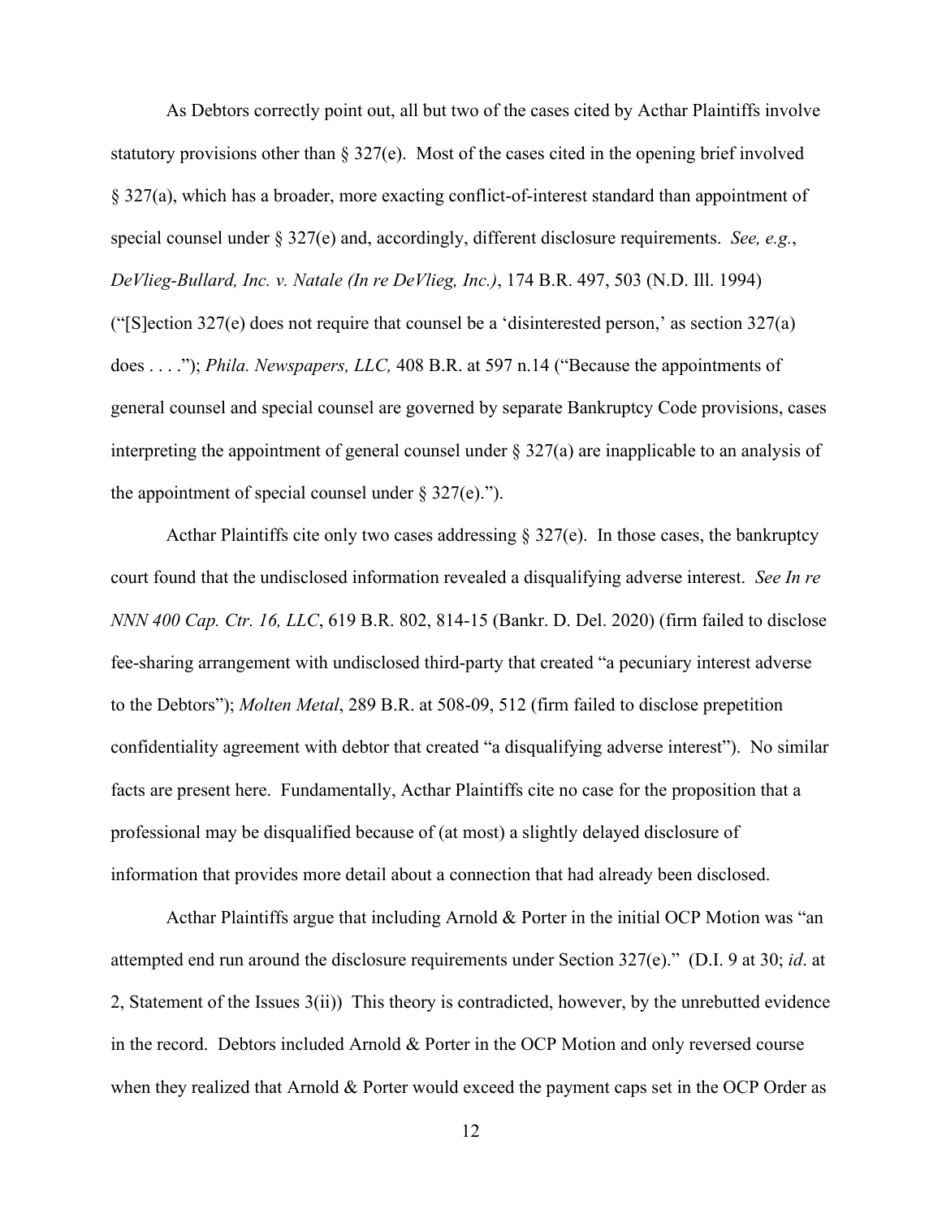As Debtors correctly point out, all but two of the cases cited by Acthar Plaintiffs involve statutory provisions other than § 327(e). Most of the cases cited in the opening brief involved § 327(a), which has a broader, more exacting conflict-of-interest standard than appointment of special counsel under § 327(e) and, accordingly, different disclosure requirements. *See, e.g.*, *DeVlieg-Bullard, Inc. v. Natale (In re DeVlieg, Inc.)*, 174 B.R. 497, 503 (N.D. Ill. 1994) ("[S]ection 327(e) does not require that counsel be a 'disinterested person,' as section 327(a) does . . . ."); *Phila. Newspapers, LLC,* 408 B.R. at 597 n.14 ("Because the appointments of general counsel and special counsel are governed by separate Bankruptcy Code provisions, cases interpreting the appointment of general counsel under § 327(a) are inapplicable to an analysis of the appointment of special counsel under § 327(e).").

Acthar Plaintiffs cite only two cases addressing § 327(e). In those cases, the bankruptcy court found that the undisclosed information revealed a disqualifying adverse interest. *See In re NNN 400 Cap. Ctr. 16, LLC*, 619 B.R. 802, 814-15 (Bankr. D. Del. 2020) (firm failed to disclose fee-sharing arrangement with undisclosed third-party that created "a pecuniary interest adverse to the Debtors"); *Molten Metal*, 289 B.R. at 508-09, 512 (firm failed to disclose prepetition confidentiality agreement with debtor that created "a disqualifying adverse interest"). No similar facts are present here. Fundamentally, Acthar Plaintiffs cite no case for the proposition that a professional may be disqualified because of (at most) a slightly delayed disclosure of information that provides more detail about a connection that had already been disclosed.

Acthar Plaintiffs argue that including Arnold & Porter in the initial OCP Motion was "an attempted end run around the disclosure requirements under Section 327(e)." (D.I. 9 at 30; *id*. at 2, Statement of the Issues 3(ii)) This theory is contradicted, however, by the unrebutted evidence in the record. Debtors included Arnold & Porter in the OCP Motion and only reversed course when they realized that Arnold & Porter would exceed the payment caps set in the OCP Order as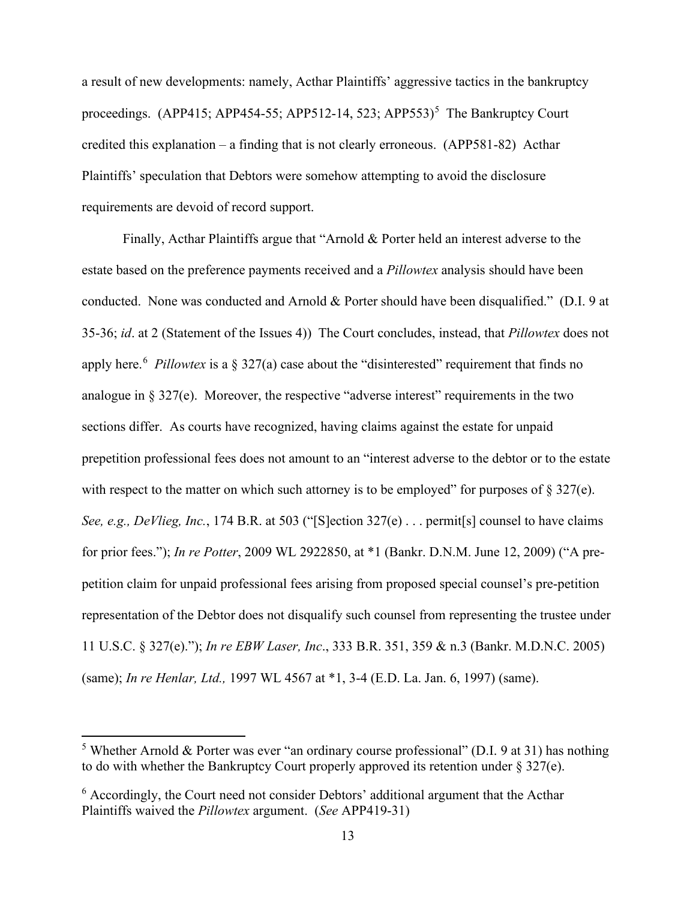a result of new developments: namely, Acthar Plaintiffs' aggressive tactics in the bankruptcy proceedings. (APP415; APP454-55; APP512-14, 523; APP553)[5] The Bankruptcy Court credited this explanation – a finding that is not clearly erroneous. (APP581-82) Acthar Plaintiffs' speculation that Debtors were somehow attempting to avoid the disclosure requirements are devoid of record support.

Finally, Acthar Plaintiffs argue that "Arnold & Porter held an interest adverse to the estate based on the preference payments received and a *Pillowtex* analysis should have been conducted. None was conducted and Arnold & Porter should have been disqualified." (D.I. 9 at 35-36; *id*. at 2 (Statement of the Issues 4)) The Court concludes, instead, that *Pillowtex* does not apply here.[6] *Pillowtex* is a § 327(a) case about the "disinterested" requirement that finds no analogue in § 327(e). Moreover, the respective "adverse interest" requirements in the two sections differ. As courts have recognized, having claims against the estate for unpaid prepetition professional fees does not amount to an "interest adverse to the debtor or to the estate with respect to the matter on which such attorney is to be employed" for purposes of § 327(e). *See, e.g., DeVlieg, Inc.*, 174 B.R. at 503 ("[S]ection 327(e) . . . permit[s] counsel to have claims for prior fees."); *In re Potter*, 2009 WL 2922850, at *1 (Bankr. D.N.M. June 12, 2009) ("A pre-petition claim for unpaid professional fees arising from proposed special counsel's pre-petition representation of the Debtor does not disqualify such counsel from representing the trustee under 11 U.S.C. § 327(e)."); *In re EBW Laser, Inc*., 333 B.R. 351, 359 & n.3 (Bankr. M.D.N.C. 2005) (same); *In re Henlar, Ltd.,* 1997 WL 4567 at *1, 3-4 (E.D. La. Jan. 6, 1997) (same).

[5] Whether Arnold & Porter was ever "an ordinary course professional" (D.I. 9 at 31) has nothing to do with whether the Bankruptcy Court properly approved its retention under § 327(e).

[6] Accordingly, the Court need not consider Debtors' additional argument that the Acthar Plaintiffs waived the *Pillowtex* argument. (*See* APP419-31)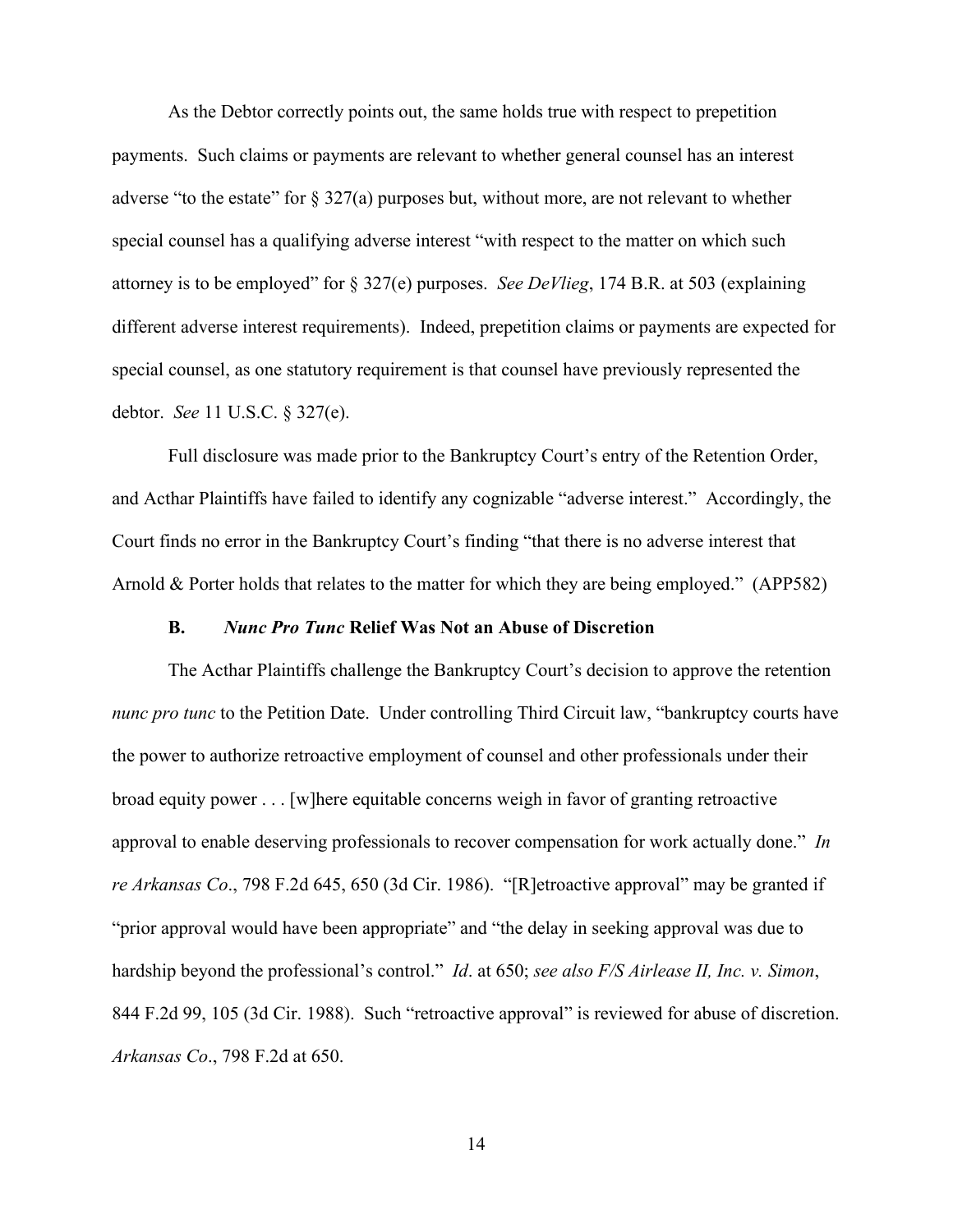As the Debtor correctly points out, the same holds true with respect to prepetition payments. Such claims or payments are relevant to whether general counsel has an interest adverse "to the estate" for § 327(a) purposes but, without more, are not relevant to whether special counsel has a qualifying adverse interest "with respect to the matter on which such attorney is to be employed" for § 327(e) purposes. *See DeVlieg*, 174 B.R. at 503 (explaining different adverse interest requirements). Indeed, prepetition claims or payments are expected for special counsel, as one statutory requirement is that counsel have previously represented the debtor. *See* 11 U.S.C. § 327(e).

Full disclosure was made prior to the Bankruptcy Court's entry of the Retention Order, and Acthar Plaintiffs have failed to identify any cognizable "adverse interest." Accordingly, the Court finds no error in the Bankruptcy Court's finding "that there is no adverse interest that Arnold & Porter holds that relates to the matter for which they are being employed." (APP582)

### B. *Nunc Pro Tunc* Relief Was Not an Abuse of Discretion

The Acthar Plaintiffs challenge the Bankruptcy Court's decision to approve the retention *nunc pro tunc* to the Petition Date. Under controlling Third Circuit law, "bankruptcy courts have the power to authorize retroactive employment of counsel and other professionals under their broad equity power . . . [w]here equitable concerns weigh in favor of granting retroactive approval to enable deserving professionals to recover compensation for work actually done." *In re Arkansas Co*., 798 F.2d 645, 650 (3d Cir. 1986). "[R]etroactive approval" may be granted if "prior approval would have been appropriate" and "the delay in seeking approval was due to hardship beyond the professional's control." *Id*. at 650; *see also F/S Airlease II, Inc. v. Simon*, 844 F.2d 99, 105 (3d Cir. 1988). Such "retroactive approval" is reviewed for abuse of discretion. *Arkansas Co*., 798 F.2d at 650.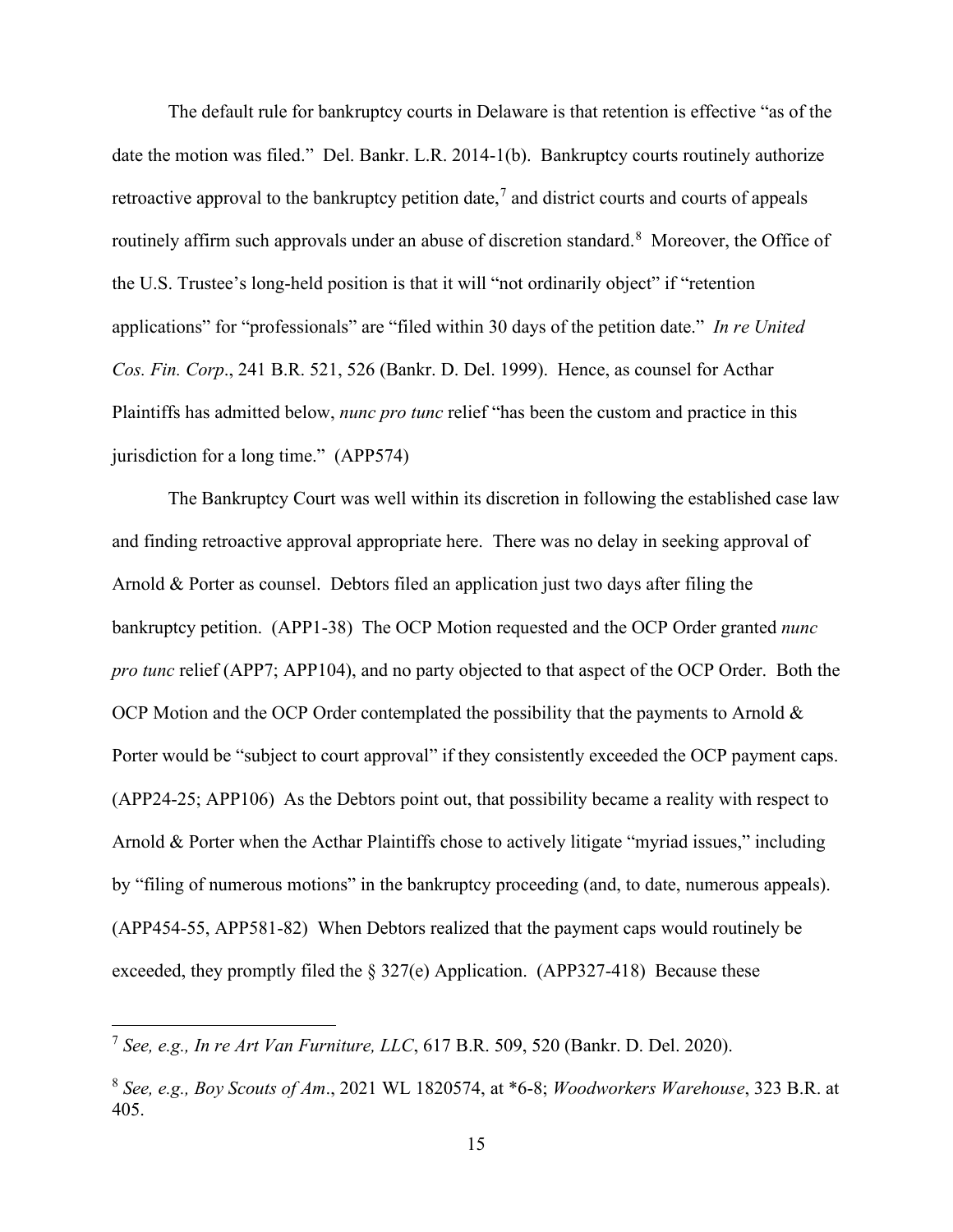The default rule for bankruptcy courts in Delaware is that retention is effective "as of the date the motion was filed." Del. Bankr. L.R. 2014-1(b). Bankruptcy courts routinely authorize retroactive approval to the bankruptcy petition date,[7] and district courts and courts of appeals routinely affirm such approvals under an abuse of discretion standard.[8] Moreover, the Office of the U.S. Trustee's long-held position is that it will "not ordinarily object" if "retention applications" for "professionals" are "filed within 30 days of the petition date." *In re United Cos. Fin. Corp*., 241 B.R. 521, 526 (Bankr. D. Del. 1999). Hence, as counsel for Acthar Plaintiffs has admitted below, *nunc pro tunc* relief "has been the custom and practice in this jurisdiction for a long time." (APP574)

The Bankruptcy Court was well within its discretion in following the established case law and finding retroactive approval appropriate here. There was no delay in seeking approval of Arnold & Porter as counsel. Debtors filed an application just two days after filing the bankruptcy petition. (APP1-38) The OCP Motion requested and the OCP Order granted *nunc pro tunc* relief (APP7; APP104), and no party objected to that aspect of the OCP Order. Both the OCP Motion and the OCP Order contemplated the possibility that the payments to Arnold & Porter would be "subject to court approval" if they consistently exceeded the OCP payment caps. (APP24-25; APP106) As the Debtors point out, that possibility became a reality with respect to Arnold & Porter when the Acthar Plaintiffs chose to actively litigate "myriad issues," including by "filing of numerous motions" in the bankruptcy proceeding (and, to date, numerous appeals). (APP454-55, APP581-82) When Debtors realized that the payment caps would routinely be exceeded, they promptly filed the § 327(e) Application. (APP327-418) Because these

[7] *See, e.g., In re Art Van Furniture, LLC*, 617 B.R. 509, 520 (Bankr. D. Del. 2020).

[8] *See, e.g., Boy Scouts of Am*., 2021 WL 1820574, at *6-8; *Woodworkers Warehouse*, 323 B.R. at 405.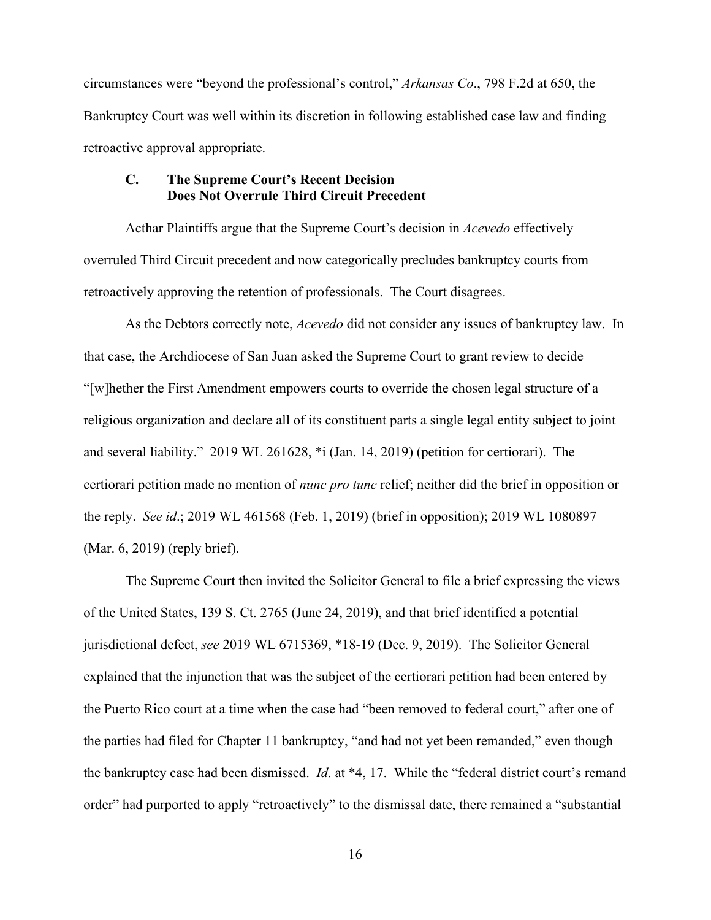circumstances were "beyond the professional's control," *Arkansas Co*., 798 F.2d at 650, the Bankruptcy Court was well within its discretion in following established case law and finding retroactive approval appropriate.

### C. The Supreme Court's Recent Decision Does Not Overrule Third Circuit Precedent

Acthar Plaintiffs argue that the Supreme Court's decision in *Acevedo* effectively overruled Third Circuit precedent and now categorically precludes bankruptcy courts from retroactively approving the retention of professionals. The Court disagrees.

As the Debtors correctly note, *Acevedo* did not consider any issues of bankruptcy law. In that case, the Archdiocese of San Juan asked the Supreme Court to grant review to decide "[w]hether the First Amendment empowers courts to override the chosen legal structure of a religious organization and declare all of its constituent parts a single legal entity subject to joint and several liability." 2019 WL 261628, *i (Jan. 14, 2019) (petition for certiorari). The certiorari petition made no mention of *nunc pro tunc* relief; neither did the brief in opposition or the reply. *See id*.; 2019 WL 461568 (Feb. 1, 2019) (brief in opposition); 2019 WL 1080897 (Mar. 6, 2019) (reply brief).

The Supreme Court then invited the Solicitor General to file a brief expressing the views of the United States, 139 S. Ct. 2765 (June 24, 2019), and that brief identified a potential jurisdictional defect, *see* 2019 WL 6715369, *18-19 (Dec. 9, 2019). The Solicitor General explained that the injunction that was the subject of the certiorari petition had been entered by the Puerto Rico court at a time when the case had "been removed to federal court," after one of the parties had filed for Chapter 11 bankruptcy, "and had not yet been remanded," even though the bankruptcy case had been dismissed. *Id*. at *4, 17. While the "federal district court's remand order" had purported to apply "retroactively" to the dismissal date, there remained a "substantial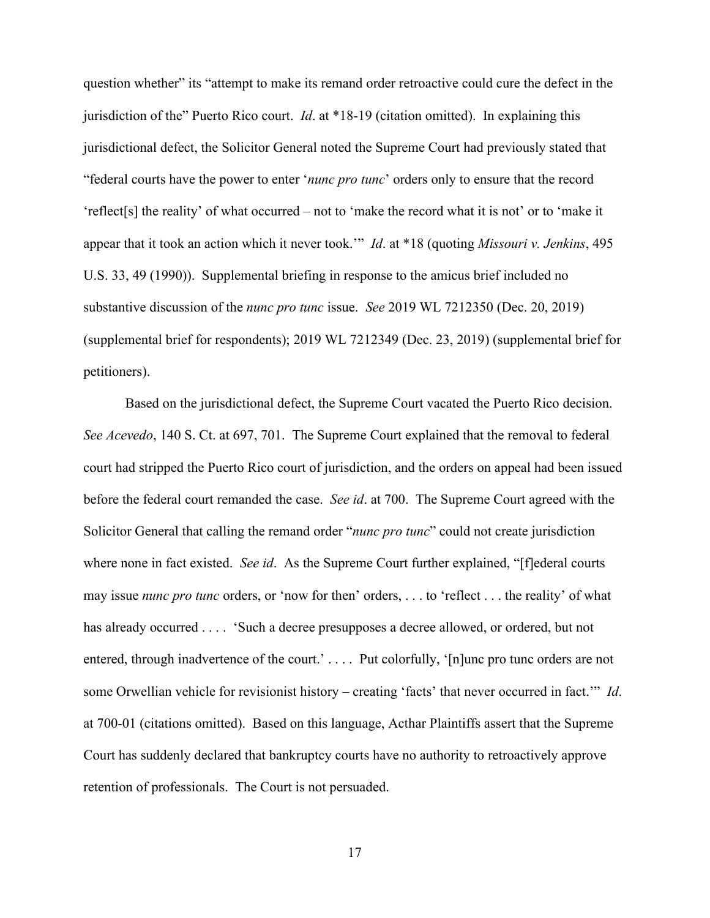question whether" its "attempt to make its remand order retroactive could cure the defect in the jurisdiction of the" Puerto Rico court. *Id*. at *18-19 (citation omitted). In explaining this jurisdictional defect, the Solicitor General noted the Supreme Court had previously stated that "federal courts have the power to enter '*nunc pro tunc*' orders only to ensure that the record 'reflect[s] the reality' of what occurred – not to 'make the record what it is not' or to 'make it appear that it took an action which it never took.'" *Id*. at *18 (quoting *Missouri v. Jenkins*, 495 U.S. 33, 49 (1990)). Supplemental briefing in response to the amicus brief included no substantive discussion of the *nunc pro tunc* issue. *See* 2019 WL 7212350 (Dec. 20, 2019) (supplemental brief for respondents); 2019 WL 7212349 (Dec. 23, 2019) (supplemental brief for petitioners).

Based on the jurisdictional defect, the Supreme Court vacated the Puerto Rico decision. *See Acevedo*, 140 S. Ct. at 697, 701. The Supreme Court explained that the removal to federal court had stripped the Puerto Rico court of jurisdiction, and the orders on appeal had been issued before the federal court remanded the case. *See id*. at 700. The Supreme Court agreed with the Solicitor General that calling the remand order "*nunc pro tunc*" could not create jurisdiction where none in fact existed. *See id*. As the Supreme Court further explained, "[f]ederal courts may issue *nunc pro tunc* orders, or 'now for then' orders, . . . to 'reflect . . . the reality' of what has already occurred . . . . 'Such a decree presupposes a decree allowed, or ordered, but not entered, through inadvertence of the court.' . . . . Put colorfully, '[n]unc pro tunc orders are not some Orwellian vehicle for revisionist history – creating 'facts' that never occurred in fact.'" *Id*. at 700-01 (citations omitted). Based on this language, Acthar Plaintiffs assert that the Supreme Court has suddenly declared that bankruptcy courts have no authority to retroactively approve retention of professionals. The Court is not persuaded.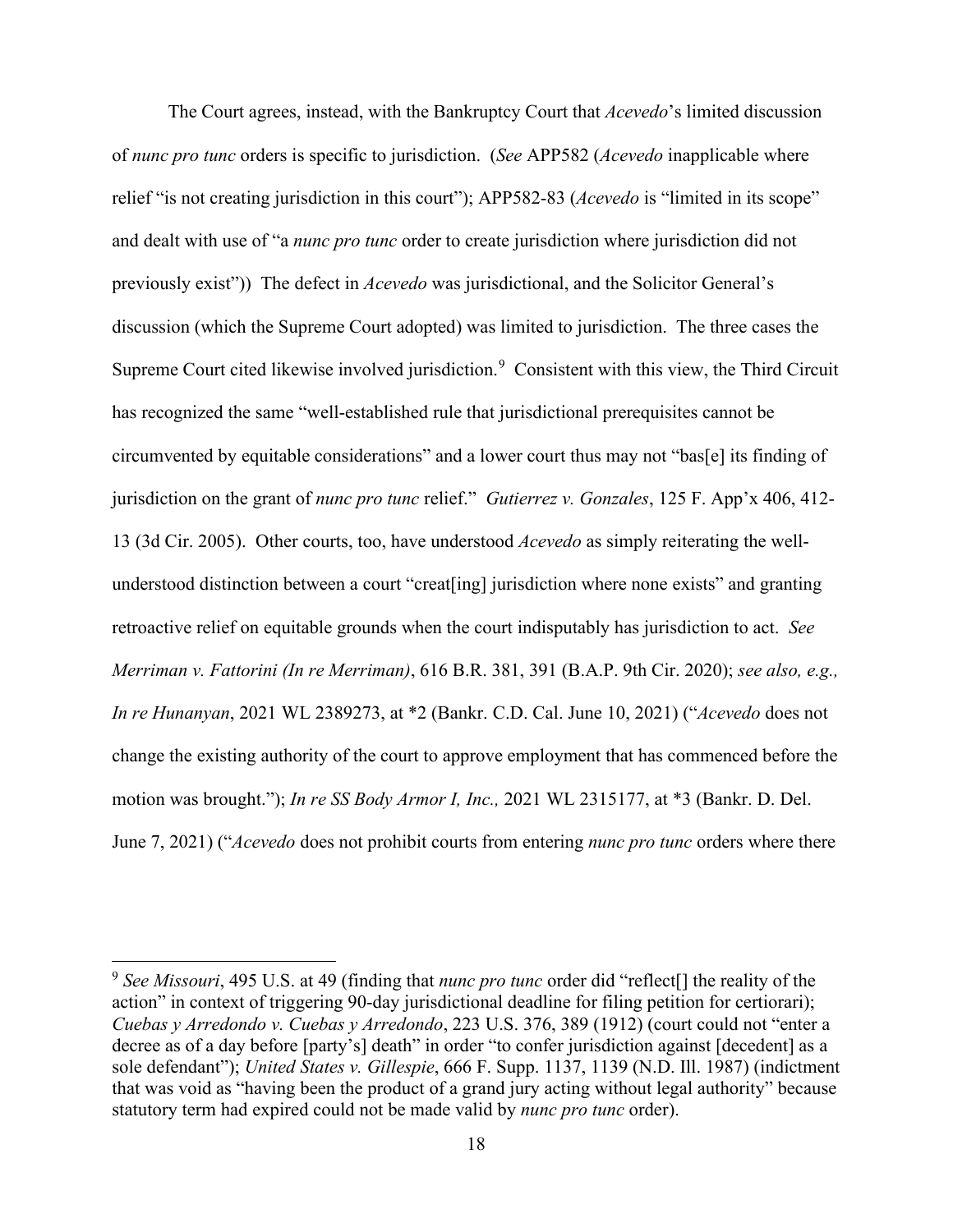The Court agrees, instead, with the Bankruptcy Court that *Acevedo*'s limited discussion of *nunc pro tunc* orders is specific to jurisdiction. (*See* APP582 (*Acevedo* inapplicable where relief "is not creating jurisdiction in this court"); APP582-83 (*Acevedo* is "limited in its scope" and dealt with use of "a *nunc pro tunc* order to create jurisdiction where jurisdiction did not previously exist")) The defect in *Acevedo* was jurisdictional, and the Solicitor General's discussion (which the Supreme Court adopted) was limited to jurisdiction. The three cases the Supreme Court cited likewise involved jurisdiction.[9] Consistent with this view, the Third Circuit has recognized the same "well-established rule that jurisdictional prerequisites cannot be circumvented by equitable considerations" and a lower court thus may not "bas[e] its finding of jurisdiction on the grant of *nunc pro tunc* relief." *Gutierrez v. Gonzales*, 125 F. App'x 406, 412-13 (3d Cir. 2005). Other courts, too, have understood *Acevedo* as simply reiterating the well-understood distinction between a court "creat[ing] jurisdiction where none exists" and granting retroactive relief on equitable grounds when the court indisputably has jurisdiction to act. *See Merriman v. Fattorini (In re Merriman)*, 616 B.R. 381, 391 (B.A.P. 9th Cir. 2020); *see also, e.g., In re Hunanyan*, 2021 WL 2389273, at *2 (Bankr. C.D. Cal. June 10, 2021) ("*Acevedo* does not change the existing authority of the court to approve employment that has commenced before the motion was brought."); *In re SS Body Armor I, Inc.,* 2021 WL 2315177, at *3 (Bankr. D. Del. June 7, 2021) ("*Acevedo* does not prohibit courts from entering *nunc pro tunc* orders where there

---

[9] *See Missouri*, 495 U.S. at 49 (finding that *nunc pro tunc* order did "reflect[] the reality of the action" in context of triggering 90-day jurisdictional deadline for filing petition for certiorari); *Cuebas y Arredondo v. Cuebas y Arredondo*, 223 U.S. 376, 389 (1912) (court could not "enter a decree as of a day before [party's] death" in order "to confer jurisdiction against [decedent] as a sole defendant"); *United States v. Gillespie*, 666 F. Supp. 1137, 1139 (N.D. Ill. 1987) (indictment that was void as "having been the product of a grand jury acting without legal authority" because statutory term had expired could not be made valid by *nunc pro tunc* order).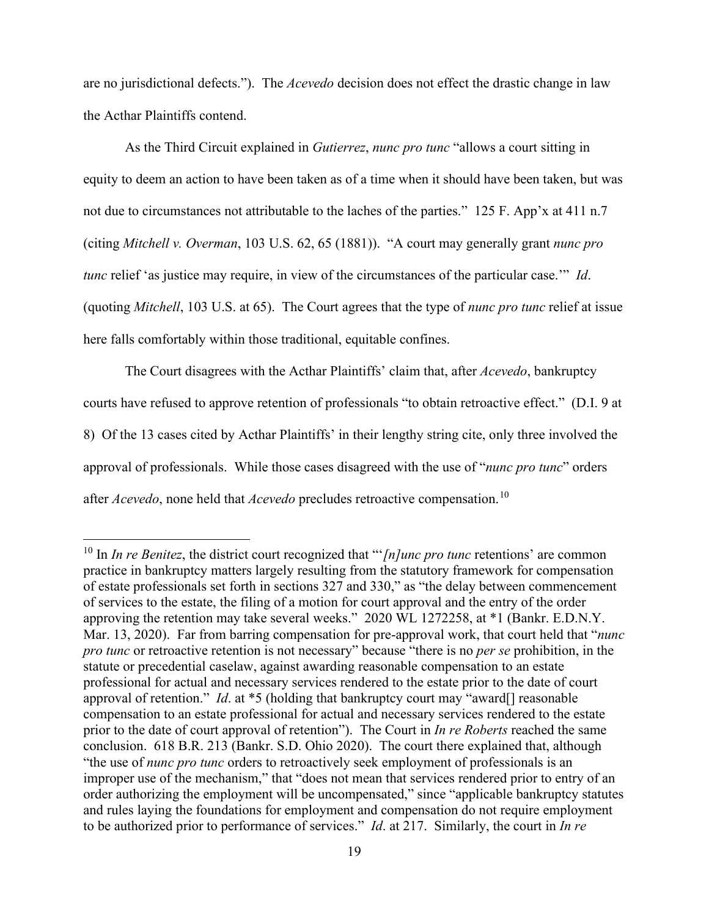are no jurisdictional defects."). The *Acevedo* decision does not effect the drastic change in law the Acthar Plaintiffs contend.

As the Third Circuit explained in *Gutierrez*, *nunc pro tunc* "allows a court sitting in equity to deem an action to have been taken as of a time when it should have been taken, but was not due to circumstances not attributable to the laches of the parties." 125 F. App'x at 411 n.7 (citing *Mitchell v. Overman*, 103 U.S. 62, 65 (1881)). "A court may generally grant *nunc pro tunc* relief 'as justice may require, in view of the circumstances of the particular case.'" *Id*. (quoting *Mitchell*, 103 U.S. at 65). The Court agrees that the type of *nunc pro tunc* relief at issue here falls comfortably within those traditional, equitable confines.

The Court disagrees with the Acthar Plaintiffs' claim that, after *Acevedo*, bankruptcy courts have refused to approve retention of professionals "to obtain retroactive effect." (D.I. 9 at 8) Of the 13 cases cited by Acthar Plaintiffs' in their lengthy string cite, only three involved the approval of professionals. While those cases disagreed with the use of "*nunc pro tunc*" orders after *Acevedo*, none held that *Acevedo* precludes retroactive compensation.[10]

---

[10] In *In re Benitez*, the district court recognized that "'*[n]unc pro tunc* retentions' are common practice in bankruptcy matters largely resulting from the statutory framework for compensation of estate professionals set forth in sections 327 and 330," as "the delay between commencement of services to the estate, the filing of a motion for court approval and the entry of the order approving the retention may take several weeks." 2020 WL 1272258, at *1 (Bankr. E.D.N.Y. Mar. 13, 2020). Far from barring compensation for pre-approval work, that court held that "*nunc pro tunc* or retroactive retention is not necessary" because "there is no *per se* prohibition, in the statute or precedential caselaw, against awarding reasonable compensation to an estate professional for actual and necessary services rendered to the estate prior to the date of court approval of retention." *Id*. at *5 (holding that bankruptcy court may "award[] reasonable compensation to an estate professional for actual and necessary services rendered to the estate prior to the date of court approval of retention"). The Court in *In re Roberts* reached the same conclusion. 618 B.R. 213 (Bankr. S.D. Ohio 2020). The court there explained that, although "the use of *nunc pro tunc* orders to retroactively seek employment of professionals is an improper use of the mechanism," that "does not mean that services rendered prior to entry of an order authorizing the employment will be uncompensated," since "applicable bankruptcy statutes and rules laying the foundations for employment and compensation do not require employment to be authorized prior to performance of services." *Id*. at 217. Similarly, the court in *In re*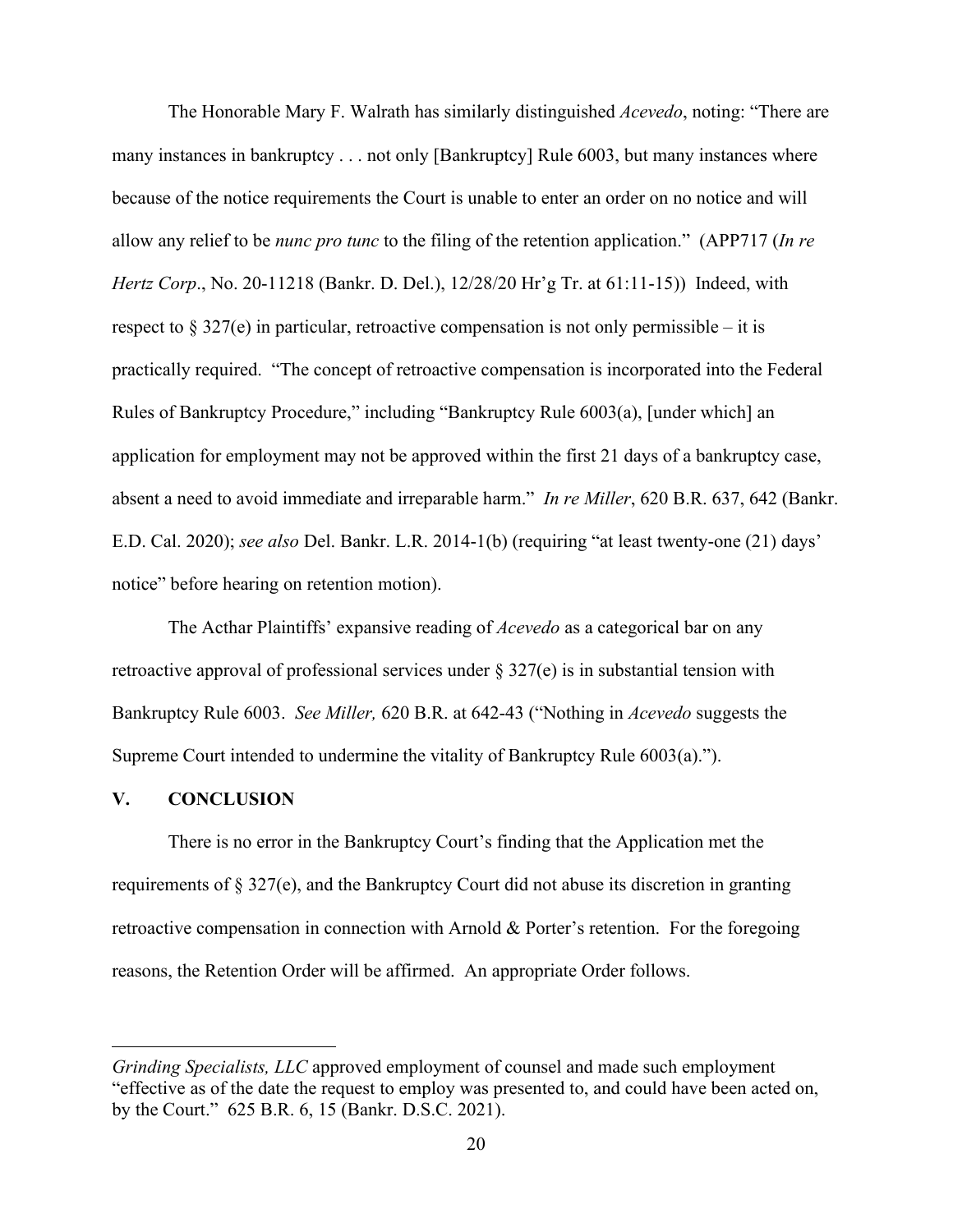The Honorable Mary F. Walrath has similarly distinguished *Acevedo*, noting: "There are many instances in bankruptcy . . . not only [Bankruptcy] Rule 6003, but many instances where because of the notice requirements the Court is unable to enter an order on no notice and will allow any relief to be *nunc pro tunc* to the filing of the retention application." (APP717 (*In re Hertz Corp*., No. 20-11218 (Bankr. D. Del.), 12/28/20 Hr'g Tr. at 61:11-15)) Indeed, with respect to § 327(e) in particular, retroactive compensation is not only permissible – it is practically required. "The concept of retroactive compensation is incorporated into the Federal Rules of Bankruptcy Procedure," including "Bankruptcy Rule 6003(a), [under which] an application for employment may not be approved within the first 21 days of a bankruptcy case, absent a need to avoid immediate and irreparable harm." *In re Miller*, 620 B.R. 637, 642 (Bankr. E.D. Cal. 2020); *see also* Del. Bankr. L.R. 2014-1(b) (requiring "at least twenty-one (21) days' notice" before hearing on retention motion).

The Acthar Plaintiffs' expansive reading of *Acevedo* as a categorical bar on any retroactive approval of professional services under § 327(e) is in substantial tension with Bankruptcy Rule 6003. *See Miller,* 620 B.R. at 642-43 ("Nothing in *Acevedo* suggests the Supreme Court intended to undermine the vitality of Bankruptcy Rule 6003(a).").

## V. CONCLUSION

There is no error in the Bankruptcy Court's finding that the Application met the requirements of § 327(e), and the Bankruptcy Court did not abuse its discretion in granting retroactive compensation in connection with Arnold & Porter's retention. For the foregoing reasons, the Retention Order will be affirmed. An appropriate Order follows.

---

*Grinding Specialists, LLC* approved employment of counsel and made such employment "effective as of the date the request to employ was presented to, and could have been acted on, by the Court." 625 B.R. 6, 15 (Bankr. D.S.C. 2021).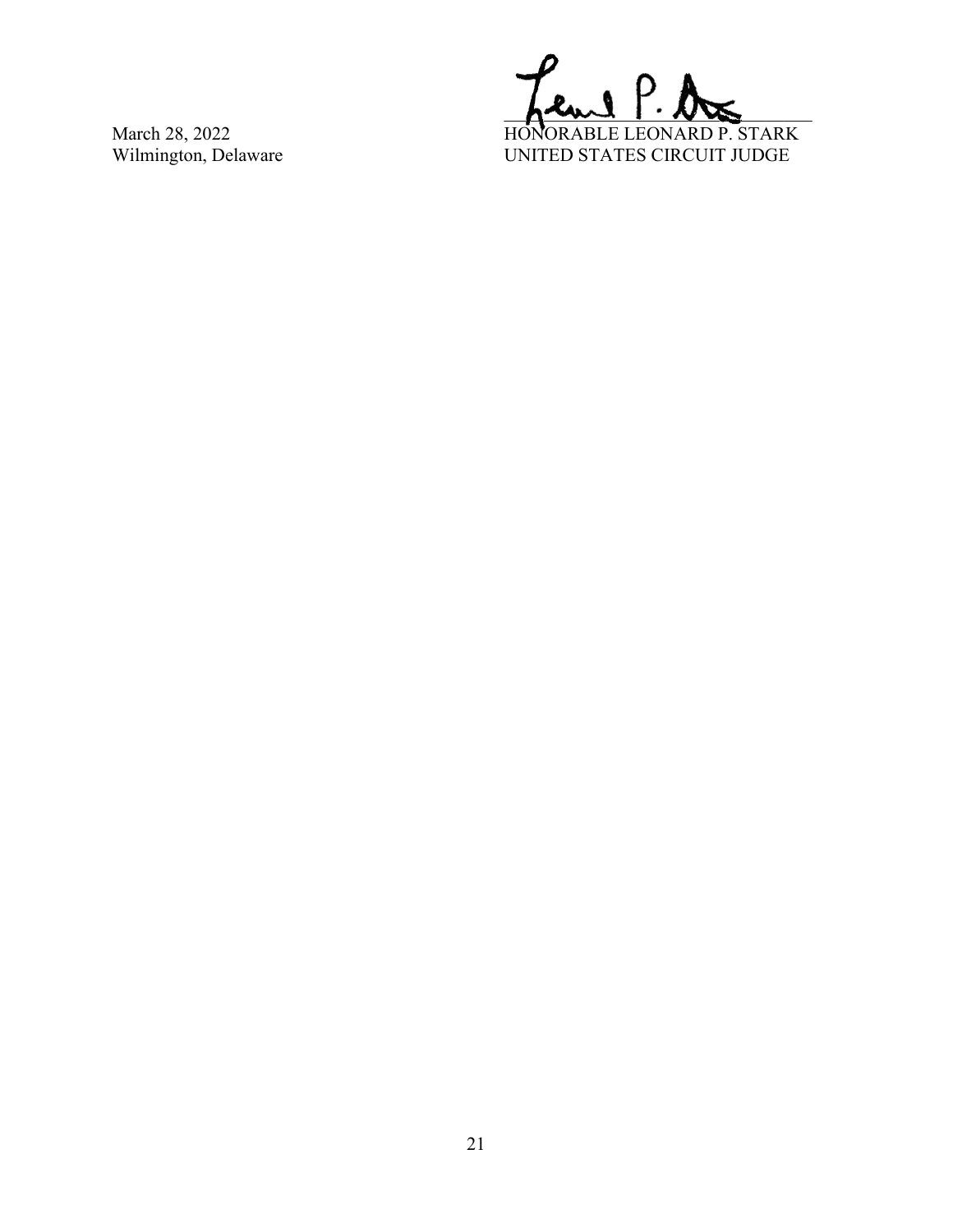March 28, 2022
Wilmington, Delaware

HONORABLE LEONARD P. STARK
UNITED STATES CIRCUIT JUDGE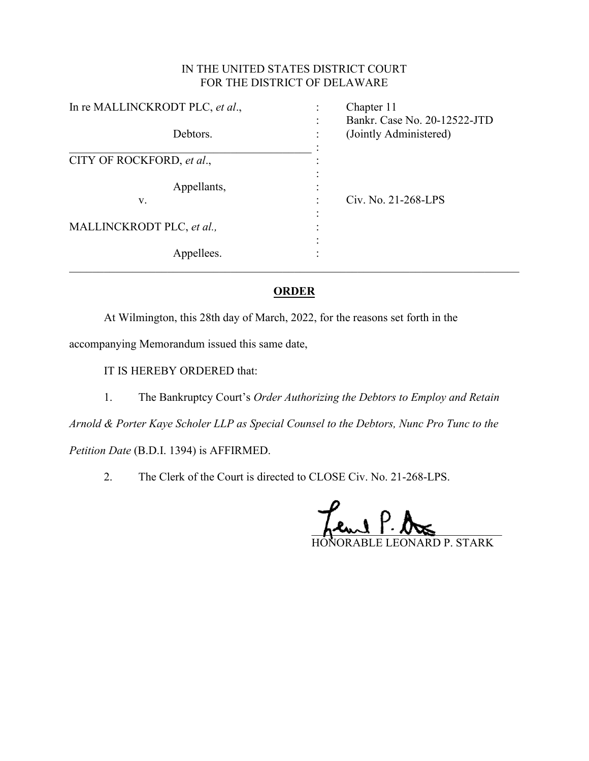IN THE UNITED STATES DISTRICT COURT
FOR THE DISTRICT OF DELAWARE

| | | |
|---|---|---|
| In re MALLINCKRODT PLC, *et al*., | : | Chapter 11 |
| | : | Bankr. Case No. 20-12522-JTD |
| Debtors. | : | (Jointly Administered) |
| CITY OF ROCKFORD, *et al*., | : | |
| Appellants, | : | |
| v. | : | Civ. No. 21-268-LPS |
| MALLINCKRODT PLC, *et al.,* | : | |
| Appellees. | : | |

**ORDER**

At Wilmington, this 28th day of March, 2022, for the reasons set forth in the accompanying Memorandum issued this same date,

IT IS HEREBY ORDERED that:

1. The Bankruptcy Court's *Order Authorizing the Debtors to Employ and Retain Arnold & Porter Kaye Scholer LLP as Special Counsel to the Debtors, Nunc Pro Tunc to the Petition Date* (B.D.I. 1394) is AFFIRMED.

2. The Clerk of the Court is directed to CLOSE Civ. No. 21-268-LPS.

HONORABLE LEONARD P. STARK